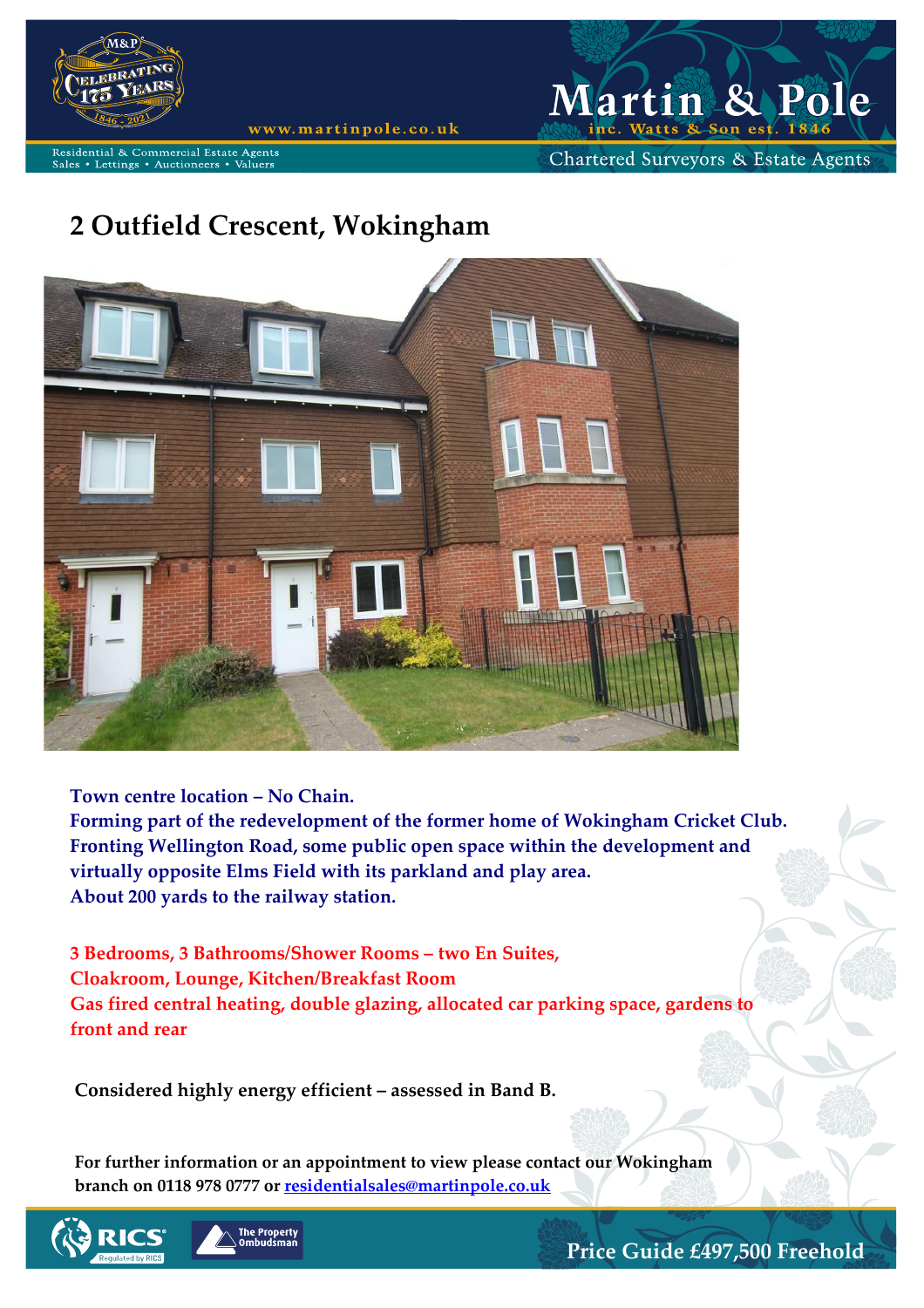Residential & Commercial Estate Agents
Sales • Lettings • Auctioneers • Valuers

www.martinpole.co.uk

# Martin & Pole

inc. Watts & Son est. 1846

Chartered Surveyors & Estate Agents

## 2 Outfield Crescent, Wokingham

**Town centre location – No Chain.**
**Forming part of the redevelopment of the former home of Wokingham Cricket Club.**
**Fronting Wellington Road, some public open space within the development and virtually opposite Elms Field with its parkland and play area.**
**About 200 yards to the railway station.**

**3 Bedrooms, 3 Bathrooms/Shower Rooms – two En Suites,**
**Cloakroom, Lounge, Kitchen/Breakfast Room**
**Gas fired central heating, double glazing, allocated car parking space, gardens to front and rear**

**Considered highly energy efficient – assessed in Band B.**

**For further information or an appointment to view please contact our Wokingham branch on 0118 978 0777 or [residentialsales@martinpole.co.uk](mailto:residentialsales@martinpole.co.uk)**

**Price Guide £497,500 Freehold**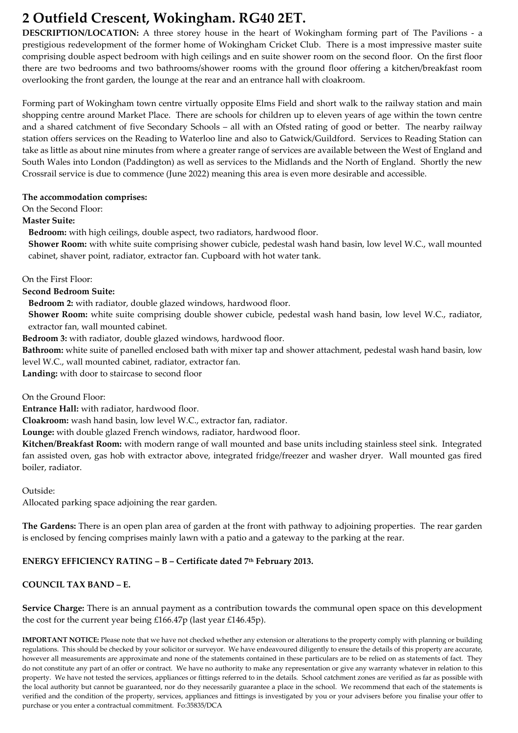# 2 Outfield Crescent, Wokingham. RG40 2ET.

**DESCRIPTION/LOCATION:** A three storey house in the heart of Wokingham forming part of The Pavilions - a prestigious redevelopment of the former home of Wokingham Cricket Club. There is a most impressive master suite comprising double aspect bedroom with high ceilings and en suite shower room on the second floor. On the first floor there are two bedrooms and two bathrooms/shower rooms with the ground floor offering a kitchen/breakfast room overlooking the front garden, the lounge at the rear and an entrance hall with cloakroom.

Forming part of Wokingham town centre virtually opposite Elms Field and short walk to the railway station and main shopping centre around Market Place. There are schools for children up to eleven years of age within the town centre and a shared catchment of five Secondary Schools – all with an Ofsted rating of good or better. The nearby railway station offers services on the Reading to Waterloo line and also to Gatwick/Guildford. Services to Reading Station can take as little as about nine minutes from where a greater range of services are available between the West of England and South Wales into London (Paddington) as well as services to the Midlands and the North of England. Shortly the new Crossrail service is due to commence (June 2022) meaning this area is even more desirable and accessible.

**The accommodation comprises:**

On the Second Floor:

**Master Suite:**

**Bedroom:** with high ceilings, double aspect, two radiators, hardwood floor.

**Shower Room:** with white suite comprising shower cubicle, pedestal wash hand basin, low level W.C., wall mounted cabinet, shaver point, radiator, extractor fan. Cupboard with hot water tank.

On the First Floor:

**Second Bedroom Suite:**

**Bedroom 2:** with radiator, double glazed windows, hardwood floor.

**Shower Room:** white suite comprising double shower cubicle, pedestal wash hand basin, low level W.C., radiator, extractor fan, wall mounted cabinet.

**Bedroom 3:** with radiator, double glazed windows, hardwood floor.

**Bathroom:** white suite of panelled enclosed bath with mixer tap and shower attachment, pedestal wash hand basin, low level W.C., wall mounted cabinet, radiator, extractor fan.

**Landing:** with door to staircase to second floor

On the Ground Floor:

**Entrance Hall:** with radiator, hardwood floor.

**Cloakroom:** wash hand basin, low level W.C., extractor fan, radiator.

**Lounge:** with double glazed French windows, radiator, hardwood floor.

**Kitchen/Breakfast Room:** with modern range of wall mounted and base units including stainless steel sink. Integrated fan assisted oven, gas hob with extractor above, integrated fridge/freezer and washer dryer. Wall mounted gas fired boiler, radiator.

Outside:

Allocated parking space adjoining the rear garden.

**The Gardens:** There is an open plan area of garden at the front with pathway to adjoining properties. The rear garden is enclosed by fencing comprises mainly lawn with a patio and a gateway to the parking at the rear.

**ENERGY EFFICIENCY RATING – B – Certificate dated 7th February 2013.**

**COUNCIL TAX BAND – E.**

**Service Charge:** There is an annual payment as a contribution towards the communal open space on this development the cost for the current year being £166.47p (last year £146.45p).

**IMPORTANT NOTICE:** Please note that we have not checked whether any extension or alterations to the property comply with planning or building regulations. This should be checked by your solicitor or surveyor. We have endeavoured diligently to ensure the details of this property are accurate, however all measurements are approximate and none of the statements contained in these particulars are to be relied on as statements of fact. They do not constitute any part of an offer or contract. We have no authority to make any representation or give any warranty whatever in relation to this property. We have not tested the services, appliances or fittings referred to in the details. School catchment zones are verified as far as possible with the local authority but cannot be guaranteed, nor do they necessarily guarantee a place in the school. We recommend that each of the statements is verified and the condition of the property, services, appliances and fittings is investigated by you or your advisers before you finalise your offer to purchase or you enter a contractual commitment. Fo:35835/DCA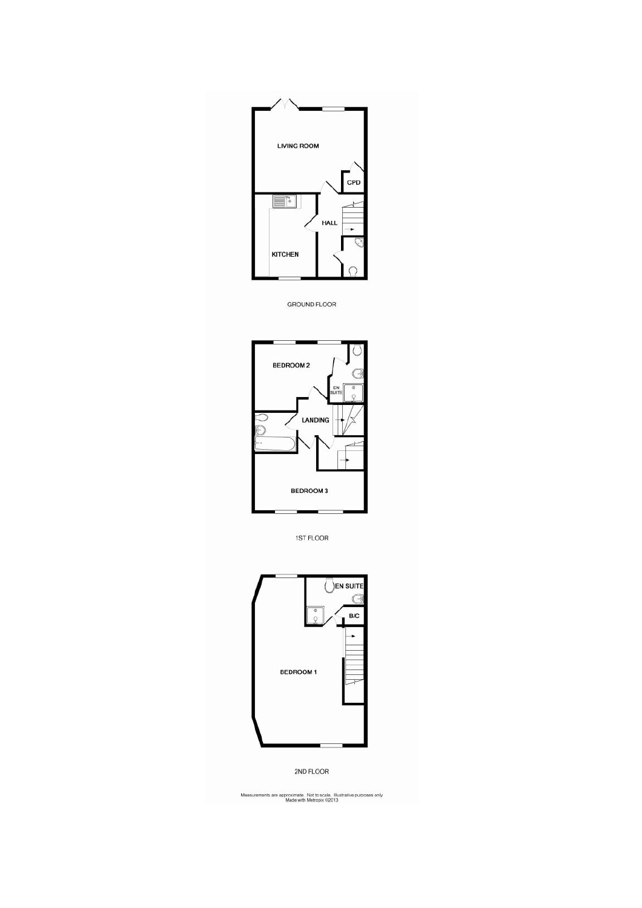LIVING ROOM

CPD

HALL

KITCHEN

GROUND FLOOR

BEDROOM 2

EN SUITE

LANDING

BEDROOM 3

1ST FLOOR

EN SUITE

B/C

BEDROOM 1

2ND FLOOR

Measurements are approximate. Not to scale. Illustrative purposes only
Made with Metropix ©2013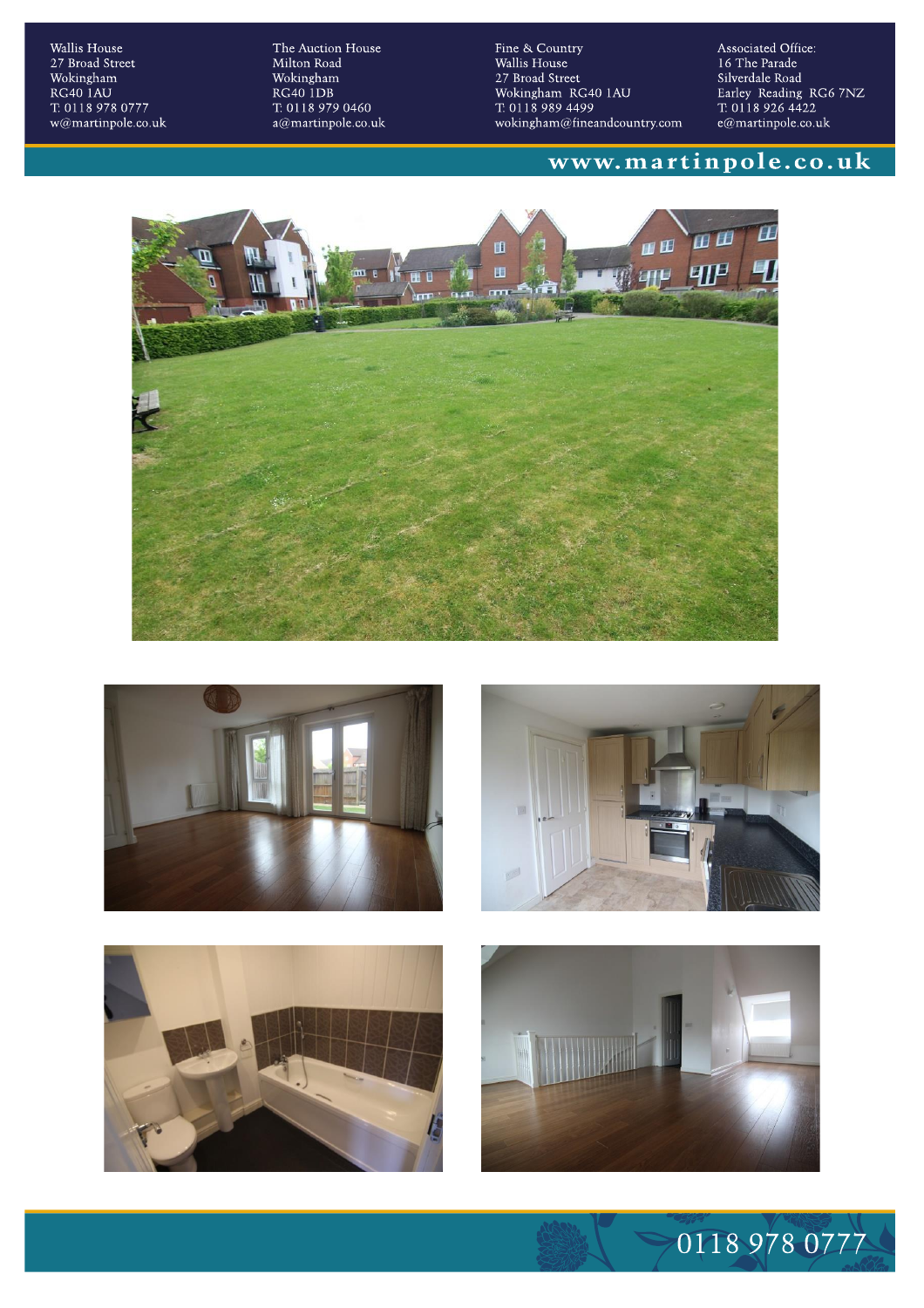Wallis House
27 Broad Street
Wokingham
RG40 1AU
T: 0118 978 0777
w@martinpole.co.uk

The Auction House
Milton Road
Wokingham
RG40 1DB
T: 0118 979 0460
a@martinpole.co.uk

Fine & Country
Wallis House
27 Broad Street
Wokingham RG40 1AU
T: 0118 989 4499
wokingham@fineandcountry.com

Associated Office:
16 The Parade
Silverdale Road
Earley Reading RG6 7NZ
T: 0118 926 4422
e@martinpole.co.uk

www.martinpole.co.uk

0118 978 0777